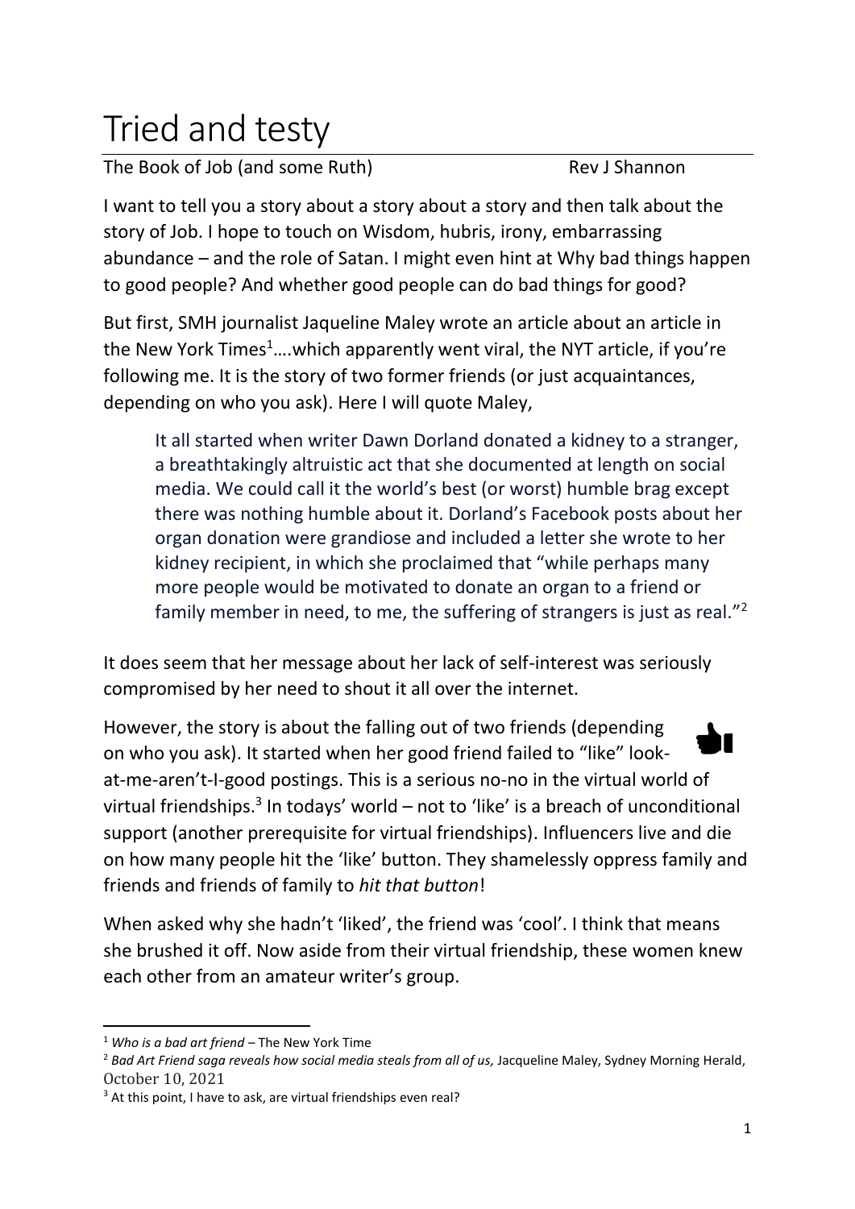# Tried and testy

The Book of Job (and some Ruth) Rev J Shannon

I want to tell you a story about a story about a story and then talk about the story of Job. I hope to touch on Wisdom, hubris, irony, embarrassing abundance – and the role of Satan. I might even hint at Why bad things happen to good people? And whether good people can do bad things for good?

But first, SMH journalist Jaqueline Maley wrote an article about an article in the New York Times[1]….which apparently went viral, the NYT article, if you're following me. It is the story of two former friends (or just acquaintances, depending on who you ask). Here I will quote Maley,

> It all started when writer Dawn Dorland donated a kidney to a stranger, a breathtakingly altruistic act that she documented at length on social media. We could call it the world's best (or worst) humble brag except there was nothing humble about it. Dorland's Facebook posts about her organ donation were grandiose and included a letter she wrote to her kidney recipient, in which she proclaimed that "while perhaps many more people would be motivated to donate an organ to a friend or family member in need, to me, the suffering of strangers is just as real."[2]

It does seem that her message about her lack of self-interest was seriously compromised by her need to shout it all over the internet.

However, the story is about the falling out of two friends (depending on who you ask). It started when her good friend failed to "like" look-at-me-aren't-I-good postings. This is a serious no-no in the virtual world of virtual friendships.[3] In todays' world – not to 'like' is a breach of unconditional support (another prerequisite for virtual friendships). Influencers live and die on how many people hit the 'like' button. They shamelessly oppress family and friends and friends of family to *hit that button*!

When asked why she hadn't 'liked', the friend was 'cool'. I think that means she brushed it off. Now aside from their virtual friendship, these women knew each other from an amateur writer's group.

---

[1] *Who is a bad art friend* – The New York Time

[2] *Bad Art Friend saga reveals how social media steals from all of us,* Jacqueline Maley, Sydney Morning Herald, October 10, 2021

[3] At this point, I have to ask, are virtual friendships even real?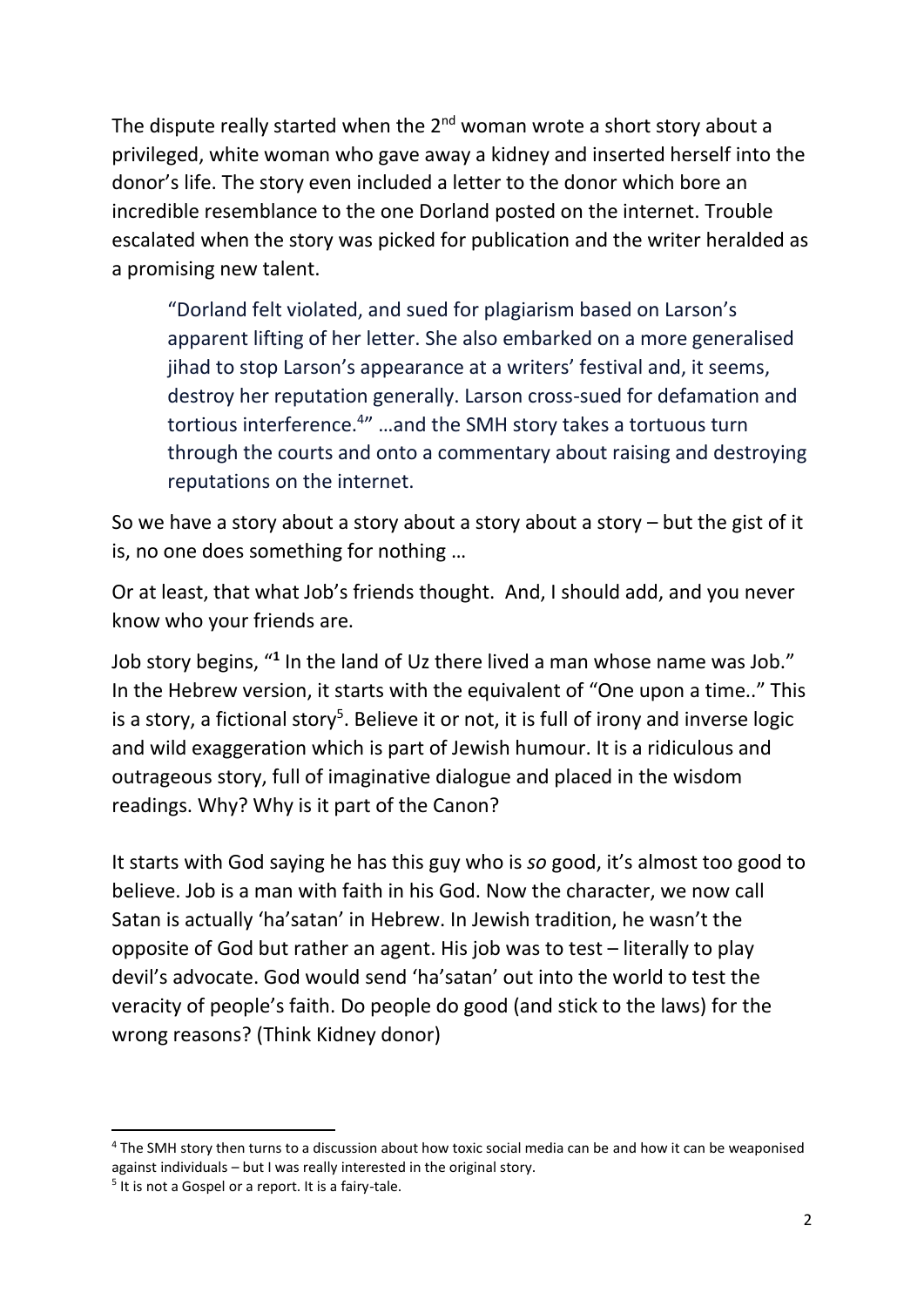The dispute really started when the 2nd woman wrote a short story about a privileged, white woman who gave away a kidney and inserted herself into the donor's life. The story even included a letter to the donor which bore an incredible resemblance to the one Dorland posted on the internet. Trouble escalated when the story was picked for publication and the writer heralded as a promising new talent.

> "Dorland felt violated, and sued for plagiarism based on Larson's apparent lifting of her letter. She also embarked on a more generalised jihad to stop Larson's appearance at a writers' festival and, it seems, destroy her reputation generally. Larson cross-sued for defamation and tortious interference.[4]" …and the SMH story takes a tortuous turn through the courts and onto a commentary about raising and destroying reputations on the internet.

So we have a story about a story about a story about a story – but the gist of it is, no one does something for nothing …

Or at least, that what Job's friends thought. And, I should add, and you never know who your friends are.

Job story begins, "**1** In the land of Uz there lived a man whose name was Job." In the Hebrew version, it starts with the equivalent of "One upon a time.." This is a story, a fictional story[5]. Believe it or not, it is full of irony and inverse logic and wild exaggeration which is part of Jewish humour. It is a ridiculous and outrageous story, full of imaginative dialogue and placed in the wisdom readings. Why? Why is it part of the Canon?

It starts with God saying he has this guy who is *so* good, it's almost too good to believe. Job is a man with faith in his God. Now the character, we now call Satan is actually 'ha'satan' in Hebrew. In Jewish tradition, he wasn't the opposite of God but rather an agent. His job was to test – literally to play devil's advocate. God would send 'ha'satan' out into the world to test the veracity of people's faith. Do people do good (and stick to the laws) for the wrong reasons? (Think Kidney donor)

---

[4] The SMH story then turns to a discussion about how toxic social media can be and how it can be weaponised against individuals – but I was really interested in the original story.

[5] It is not a Gospel or a report. It is a fairy-tale.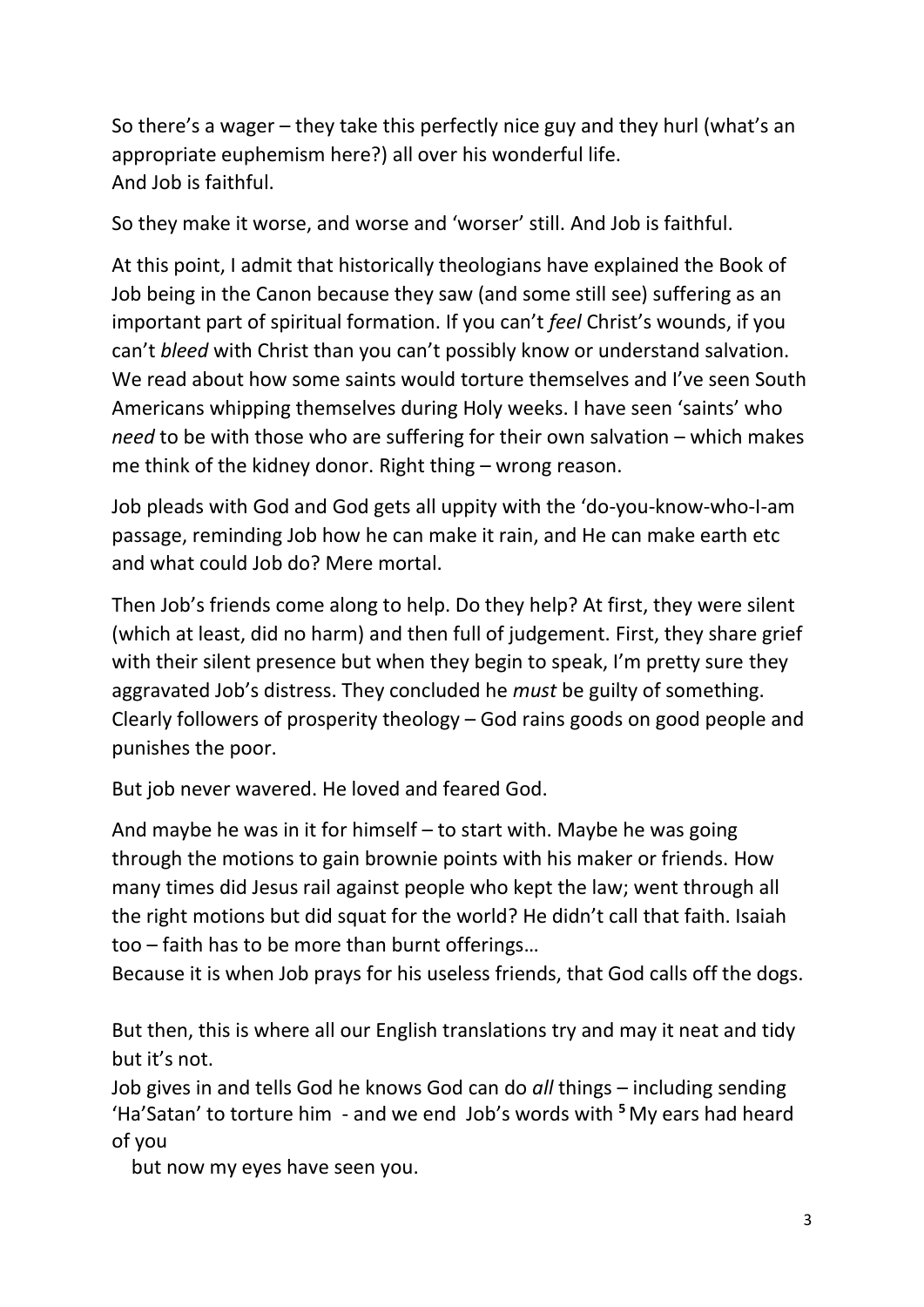So there's a wager – they take this perfectly nice guy and they hurl (what's an appropriate euphemism here?) all over his wonderful life.
And Job is faithful.

So they make it worse, and worse and 'worser' still. And Job is faithful.

At this point, I admit that historically theologians have explained the Book of Job being in the Canon because they saw (and some still see) suffering as an important part of spiritual formation. If you can't *feel* Christ's wounds, if you can't *bleed* with Christ than you can't possibly know or understand salvation. We read about how some saints would torture themselves and I've seen South Americans whipping themselves during Holy weeks. I have seen 'saints' who *need* to be with those who are suffering for their own salvation – which makes me think of the kidney donor. Right thing – wrong reason.

Job pleads with God and God gets all uppity with the 'do-you-know-who-I-am passage, reminding Job how he can make it rain, and He can make earth etc and what could Job do? Mere mortal.

Then Job's friends come along to help. Do they help? At first, they were silent (which at least, did no harm) and then full of judgement. First, they share grief with their silent presence but when they begin to speak, I'm pretty sure they aggravated Job's distress. They concluded he *must* be guilty of something. Clearly followers of prosperity theology – God rains goods on good people and punishes the poor.

But job never wavered. He loved and feared God.

And maybe he was in it for himself – to start with. Maybe he was going through the motions to gain brownie points with his maker or friends. How many times did Jesus rail against people who kept the law; went through all the right motions but did squat for the world? He didn't call that faith. Isaiah too – faith has to be more than burnt offerings…
Because it is when Job prays for his useless friends, that God calls off the dogs.

But then, this is where all our English translations try and may it neat and tidy but it's not.
Job gives in and tells God he knows God can do *all* things – including sending 'Ha'Satan' to torture him - and we end Job's words with **5** My ears had heard of you
but now my eyes have seen you.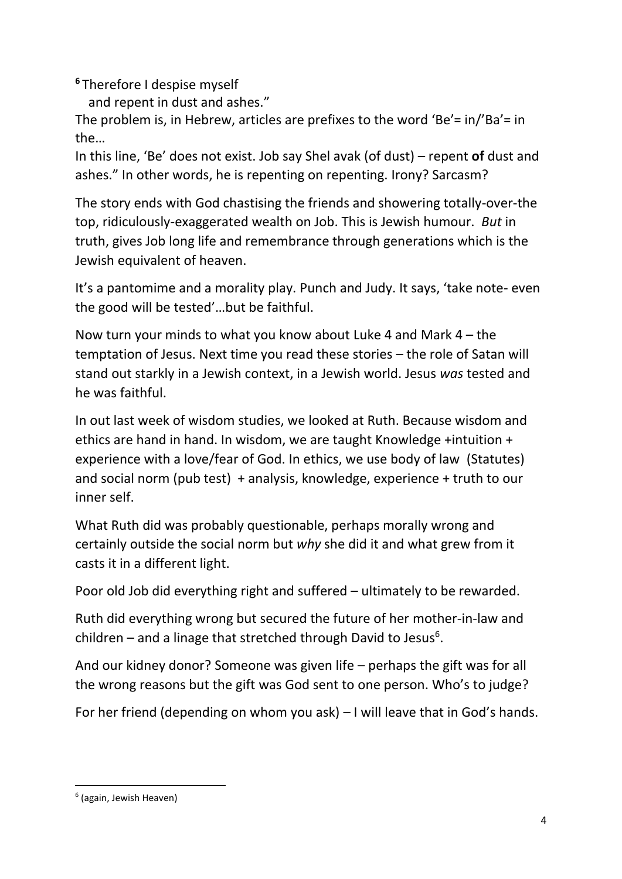[6] Therefore I despise myself
   and repent in dust and ashes."

The problem is, in Hebrew, articles are prefixes to the word 'Be'= in/'Ba'= in the…

In this line, 'Be' does not exist. Job say Shel avak (of dust) – repent **of** dust and ashes." In other words, he is repenting on repenting. Irony? Sarcasm?

The story ends with God chastising the friends and showering totally-over-the top, ridiculously-exaggerated wealth on Job. This is Jewish humour. *But* in truth, gives Job long life and remembrance through generations which is the Jewish equivalent of heaven.

It's a pantomime and a morality play. Punch and Judy. It says, 'take note- even the good will be tested'…but be faithful.

Now turn your minds to what you know about Luke 4 and Mark 4 – the temptation of Jesus. Next time you read these stories – the role of Satan will stand out starkly in a Jewish context, in a Jewish world. Jesus *was* tested and he was faithful.

In out last week of wisdom studies, we looked at Ruth. Because wisdom and ethics are hand in hand. In wisdom, we are taught Knowledge +intuition + experience with a love/fear of God. In ethics, we use body of law (Statutes) and social norm (pub test) + analysis, knowledge, experience + truth to our inner self.

What Ruth did was probably questionable, perhaps morally wrong and certainly outside the social norm but *why* she did it and what grew from it casts it in a different light.

Poor old Job did everything right and suffered – ultimately to be rewarded.

Ruth did everything wrong but secured the future of her mother-in-law and children – and a linage that stretched through David to Jesus[6].

And our kidney donor? Someone was given life – perhaps the gift was for all the wrong reasons but the gift was God sent to one person. Who's to judge?

For her friend (depending on whom you ask) – I will leave that in God's hands.

---

[6] (again, Jewish Heaven)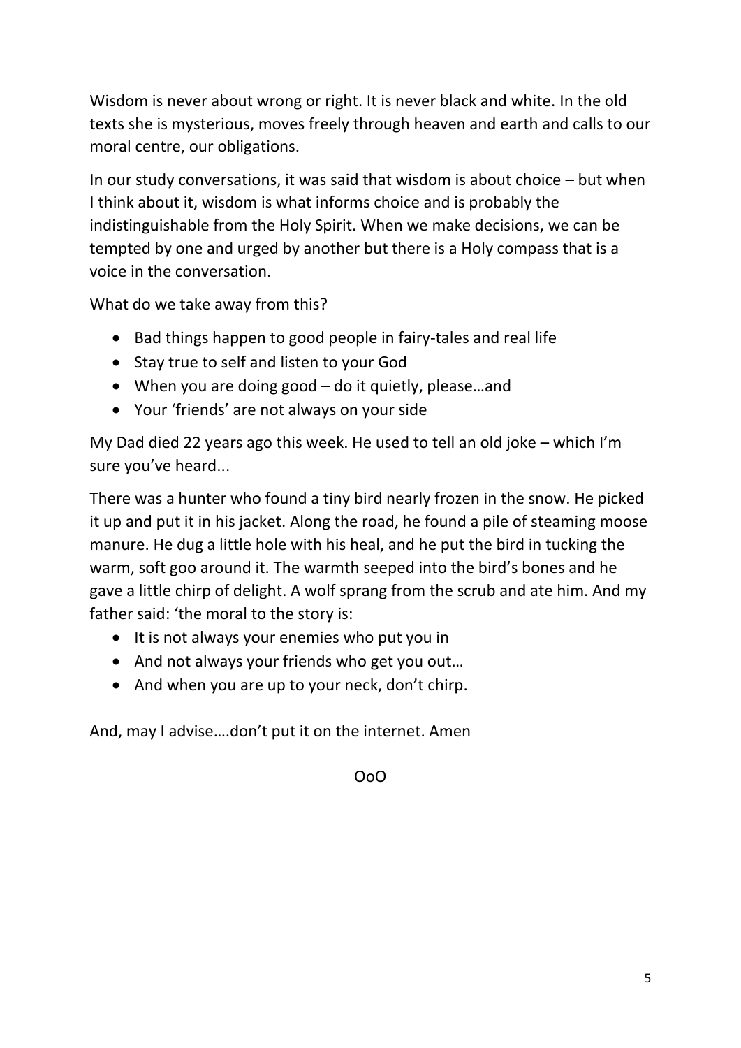Wisdom is never about wrong or right. It is never black and white. In the old texts she is mysterious, moves freely through heaven and earth and calls to our moral centre, our obligations.

In our study conversations, it was said that wisdom is about choice – but when I think about it, wisdom is what informs choice and is probably the indistinguishable from the Holy Spirit. When we make decisions, we can be tempted by one and urged by another but there is a Holy compass that is a voice in the conversation.

What do we take away from this?

- Bad things happen to good people in fairy-tales and real life
- Stay true to self and listen to your God
- When you are doing good – do it quietly, please…and
- Your 'friends' are not always on your side

My Dad died 22 years ago this week. He used to tell an old joke – which I'm sure you've heard...

There was a hunter who found a tiny bird nearly frozen in the snow. He picked it up and put it in his jacket. Along the road, he found a pile of steaming moose manure. He dug a little hole with his heal, and he put the bird in tucking the warm, soft goo around it. The warmth seeped into the bird's bones and he gave a little chirp of delight. A wolf sprang from the scrub and ate him. And my father said: 'the moral to the story is:

- It is not always your enemies who put you in
- And not always your friends who get you out…
- And when you are up to your neck, don't chirp.

And, may I advise….don't put it on the internet. Amen

OoO